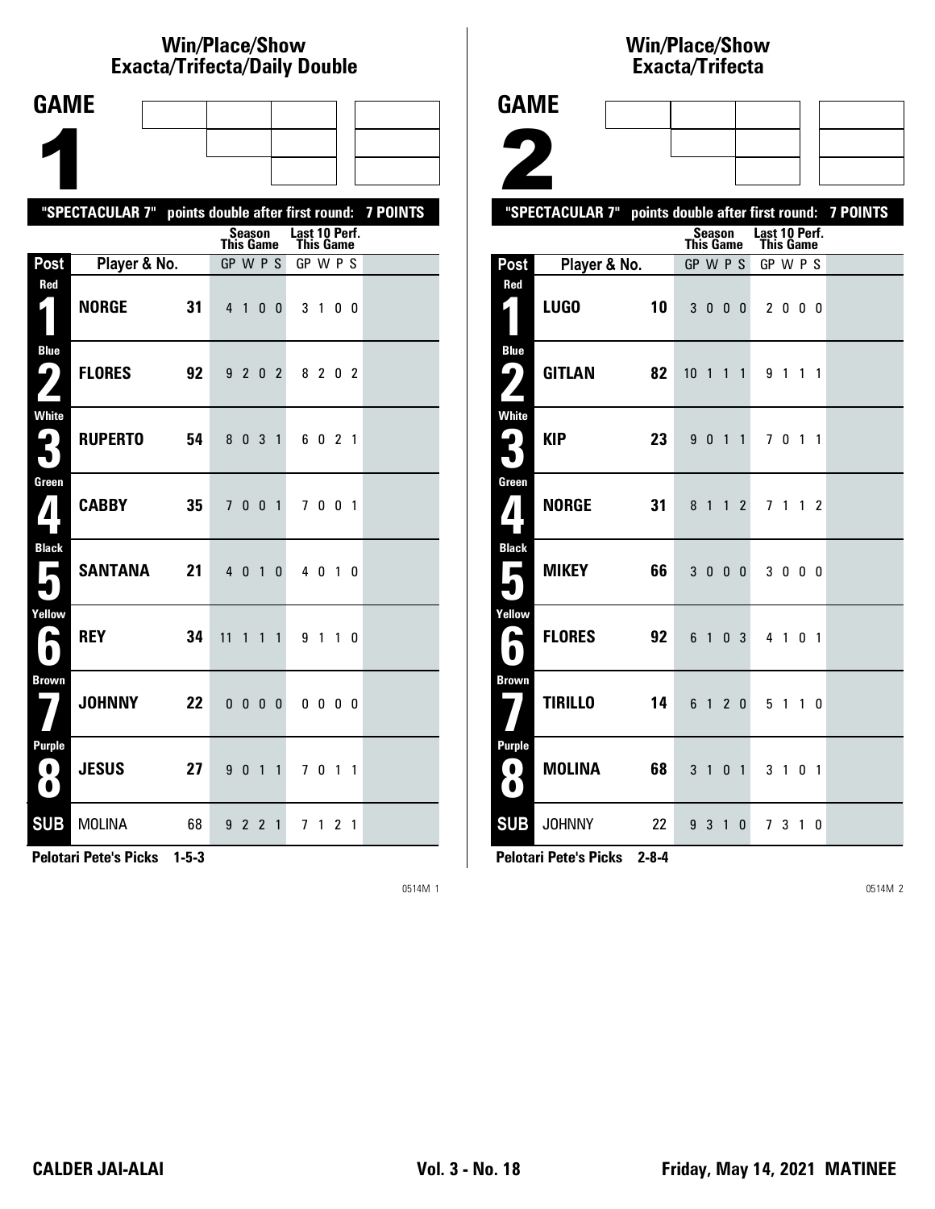## Win/Place/Show Exacta/Trifecta/Daily Double

### GAME 1

"SPECTACULAR 7" points double after first round: 7 POINTS

| Post | Player & No. | | Season This Game GP W P S | Last 10 Perf. This Game GP W P S |
|---|---|---|---|---|
| Red 1 | NORGE | 31 | 4 1 0 0 | 3 1 0 0 |
| Blue 2 | FLORES | 92 | 9 2 0 2 | 8 2 0 2 |
| White 3 | RUPERTO | 54 | 8 0 3 1 | 6 0 2 1 |
| Green 4 | CABBY | 35 | 7 0 0 1 | 7 0 0 1 |
| Black 5 | SANTANA | 21 | 4 0 1 0 | 4 0 1 0 |
| Yellow 6 | REY | 34 | 11 1 1 1 | 9 1 1 0 |
| Brown 7 | JOHNNY | 22 | 0 0 0 0 | 0 0 0 0 |
| Purple 8 | JESUS | 27 | 9 0 1 1 | 7 0 1 1 |
| SUB | MOLINA | 68 | 9 2 2 1 | 7 1 2 1 |

**Pelotari Pete's Picks 1-5-3**

## Win/Place/Show Exacta/Trifecta

### GAME 2

"SPECTACULAR 7" points double after first round: 7 POINTS

| Post | Player & No. | | Season This Game GP W P S | Last 10 Perf. This Game GP W P S |
|---|---|---|---|---|
| Red 1 | LUGO | 10 | 3 0 0 0 | 2 0 0 0 |
| Blue 2 | GITLAN | 82 | 10 1 1 1 | 9 1 1 1 |
| White 3 | KIP | 23 | 9 0 1 1 | 7 0 1 1 |
| Green 4 | NORGE | 31 | 8 1 1 2 | 7 1 1 2 |
| Black 5 | MIKEY | 66 | 3 0 0 0 | 3 0 0 0 |
| Yellow 6 | FLORES | 92 | 6 1 0 3 | 4 1 0 1 |
| Brown 7 | TIRILLO | 14 | 6 1 2 0 | 5 1 1 0 |
| Purple 8 | MOLINA | 68 | 3 1 0 1 | 3 1 0 1 |
| SUB | JOHNNY | 22 | 9 3 1 0 | 7 3 1 0 |

**Pelotari Pete's Picks 2-8-4**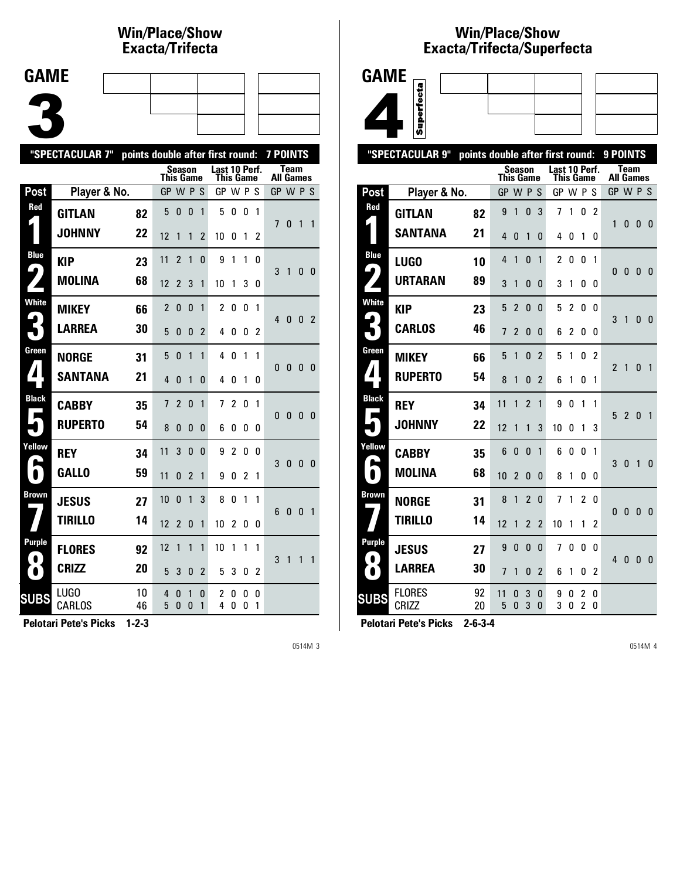## Win/Place/Show Exacta/Trifecta

# GAME 3

"SPECTACULAR 7" points double after first round: 7 POINTS

| Post | Player & No. | | Season This Game GP W P S | Last 10 Perf. This Game GP W P S | Team All Games GP W P S |
|---|---|---|---|---|---|
| Red 1 | GITLAN | 82 | 5 0 0 1 | 5 0 0 1 | 7 0 1 1 |
| | JOHNNY | 22 | 12 1 1 2 | 10 0 1 2 | |
| Blue 2 | KIP | 23 | 11 2 1 0 | 9 1 1 0 | 3 1 0 0 |
| | MOLINA | 68 | 12 2 3 1 | 10 1 3 0 | |
| White 3 | MIKEY | 66 | 2 0 0 1 | 2 0 0 1 | 4 0 0 2 |
| | LARREA | 30 | 5 0 0 2 | 4 0 0 2 | |
| Green 4 | NORGE | 31 | 5 0 1 1 | 4 0 1 1 | 0 0 0 0 |
| | SANTANA | 21 | 4 0 1 0 | 4 0 1 0 | |
| Black 5 | CABBY | 35 | 7 2 0 1 | 7 2 0 1 | 0 0 0 0 |
| | RUPERTO | 54 | 8 0 0 0 | 6 0 0 0 | |
| Yellow 6 | REY | 34 | 11 3 0 0 | 9 2 0 0 | 3 0 0 0 |
| | GALLO | 59 | 11 0 2 1 | 9 0 2 1 | |
| Brown 7 | JESUS | 27 | 10 0 1 3 | 8 0 1 1 | 6 0 0 1 |
| | TIRILLO | 14 | 12 2 0 1 | 10 2 0 0 | |
| Purple 8 | FLORES | 92 | 12 1 1 1 | 10 1 1 1 | 3 1 1 1 |
| | CRIZZ | 20 | 5 3 0 2 | 5 3 0 2 | |
| SUBS | LUGO | 10 | 4 0 1 0 | 2 0 0 0 | |
| | CARLOS | 46 | 5 0 0 1 | 4 0 0 1 | |

**Pelotari Pete's Picks 1-2-3**

## Win/Place/Show Exacta/Trifecta/Superfecta

# GAME 4

Superfecta

"SPECTACULAR 9" points double after first round: 9 POINTS

| Post | Player & No. | | Season This Game GP W P S | Last 10 Perf. This Game GP W P S | Team All Games GP W P S |
|---|---|---|---|---|---|
| Red 1 | GITLAN | 82 | 9 1 0 3 | 7 1 0 2 | 1 0 0 0 |
| | SANTANA | 21 | 4 0 1 0 | 4 0 1 0 | |
| Blue 2 | LUGO | 10 | 4 1 0 1 | 2 0 0 1 | 0 0 0 0 |
| | URTARAN | 89 | 3 1 0 0 | 3 1 0 0 | |
| White 3 | KIP | 23 | 5 2 0 0 | 5 2 0 0 | 3 1 0 0 |
| | CARLOS | 46 | 7 2 0 0 | 6 2 0 0 | |
| Green 4 | MIKEY | 66 | 5 1 0 2 | 5 1 0 2 | 2 1 0 1 |
| | RUPERTO | 54 | 8 1 0 2 | 6 1 0 1 | |
| Black 5 | REY | 34 | 11 1 2 1 | 9 0 1 1 | 5 2 0 1 |
| | JOHNNY | 22 | 12 1 1 3 | 10 0 1 3 | |
| Yellow 6 | CABBY | 35 | 6 0 0 1 | 6 0 0 1 | 3 0 1 0 |
| | MOLINA | 68 | 10 2 0 0 | 8 1 0 0 | |
| Brown 7 | NORGE | 31 | 8 1 2 0 | 7 1 2 0 | 0 0 0 0 |
| | TIRILLO | 14 | 12 1 2 2 | 10 1 1 2 | |
| Purple 8 | JESUS | 27 | 9 0 0 0 | 7 0 0 0 | 4 0 0 0 |
| | LARREA | 30 | 7 1 0 2 | 6 1 0 2 | |
| SUBS | FLORES | 92 | 11 0 3 0 | 9 0 2 0 | |
| | CRIZZ | 20 | 5 0 3 0 | 3 0 2 0 | |

**Pelotari Pete's Picks 2-6-3-4**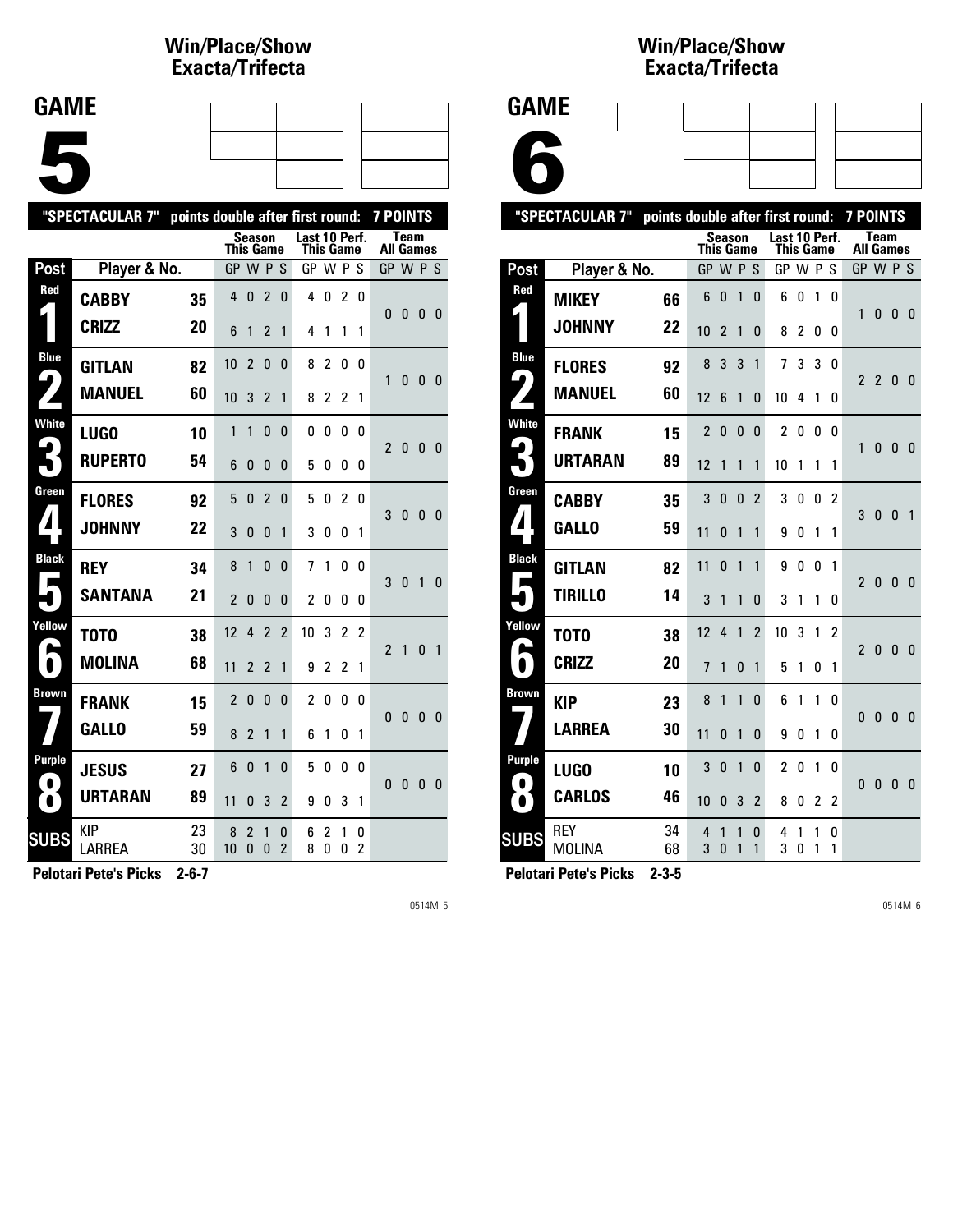## Win/Place/Show Exacta/Trifecta

# GAME 5

"SPECTACULAR 7" points double after first round: 7 POINTS

| Post | Player & No. | | Season This Game GP W P S | Last 10 Perf. This Game GP W P S | Team All Games GP W P S |
|---|---|---|---|---|---|
| Red 1 | CABBY | 35 | 4 0 2 0 | 4 0 2 0 | 0 0 0 0 |
| | CRIZZ | 20 | 6 1 2 1 | 4 1 1 1 | |
| Blue 2 | GITLAN | 82 | 10 2 0 0 | 8 2 0 0 | 1 0 0 0 |
| | MANUEL | 60 | 10 3 2 1 | 8 2 2 1 | |
| White 3 | LUGO | 10 | 1 1 0 0 | 0 0 0 0 | 2 0 0 0 |
| | RUPERTO | 54 | 6 0 0 0 | 5 0 0 0 | |
| Green 4 | FLORES | 92 | 5 0 2 0 | 5 0 2 0 | 3 0 0 0 |
| | JOHNNY | 22 | 3 0 0 1 | 3 0 0 1 | |
| Black 5 | REY | 34 | 8 1 0 0 | 7 1 0 0 | 3 0 1 0 |
| | SANTANA | 21 | 2 0 0 0 | 2 0 0 0 | |
| Yellow 6 | TOTO | 38 | 12 4 2 2 | 10 3 2 2 | 2 1 0 1 |
| | MOLINA | 68 | 11 2 2 1 | 9 2 2 1 | |
| Brown 7 | FRANK | 15 | 2 0 0 0 | 2 0 0 0 | 0 0 0 0 |
| | GALLO | 59 | 8 2 1 1 | 6 1 0 1 | |
| Purple 8 | JESUS | 27 | 6 0 1 0 | 5 0 0 0 | 0 0 0 0 |
| | URTARAN | 89 | 11 0 3 2 | 9 0 3 1 | |
| SUBS | KIP | 23 | 8 2 1 0 | 6 2 1 0 | |
| | LARREA | 30 | 10 0 0 2 | 8 0 0 2 | |

**Pelotari Pete's Picks 2-6-7**

## Win/Place/Show Exacta/Trifecta

# GAME 6

"SPECTACULAR 7" points double after first round: 7 POINTS

| Post | Player & No. | | Season This Game GP W P S | Last 10 Perf. This Game GP W P S | Team All Games GP W P S |
|---|---|---|---|---|---|
| Red 1 | MIKEY | 66 | 6 0 1 0 | 6 0 1 0 | 1 0 0 0 |
| | JOHNNY | 22 | 10 2 1 0 | 8 2 0 0 | |
| Blue 2 | FLORES | 92 | 8 3 3 1 | 7 3 3 0 | 2 2 0 0 |
| | MANUEL | 60 | 12 6 1 0 | 10 4 1 0 | |
| White 3 | FRANK | 15 | 2 0 0 0 | 2 0 0 0 | 1 0 0 0 |
| | URTARAN | 89 | 12 1 1 1 | 10 1 1 1 | |
| Green 4 | CABBY | 35 | 3 0 0 2 | 3 0 0 2 | 3 0 0 1 |
| | GALLO | 59 | 11 0 1 1 | 9 0 1 1 | |
| Black 5 | GITLAN | 82 | 11 0 1 1 | 9 0 0 1 | 2 0 0 0 |
| | TIRILLO | 14 | 3 1 1 0 | 3 1 1 0 | |
| Yellow 6 | TOTO | 38 | 12 4 1 2 | 10 3 1 2 | 2 0 0 0 |
| | CRIZZ | 20 | 7 1 0 1 | 5 1 0 1 | |
| Brown 7 | KIP | 23 | 8 1 1 0 | 6 1 1 0 | 0 0 0 0 |
| | LARREA | 30 | 11 0 1 0 | 9 0 1 0 | |
| Purple 8 | LUGO | 10 | 3 0 1 0 | 2 0 1 0 | 0 0 0 0 |
| | CARLOS | 46 | 10 0 3 2 | 8 0 2 2 | |
| SUBS | REY | 34 | 4 1 1 0 | 4 1 1 0 | |
| | MOLINA | 68 | 3 0 1 1 | 3 0 1 1 | |

**Pelotari Pete's Picks 2-3-5**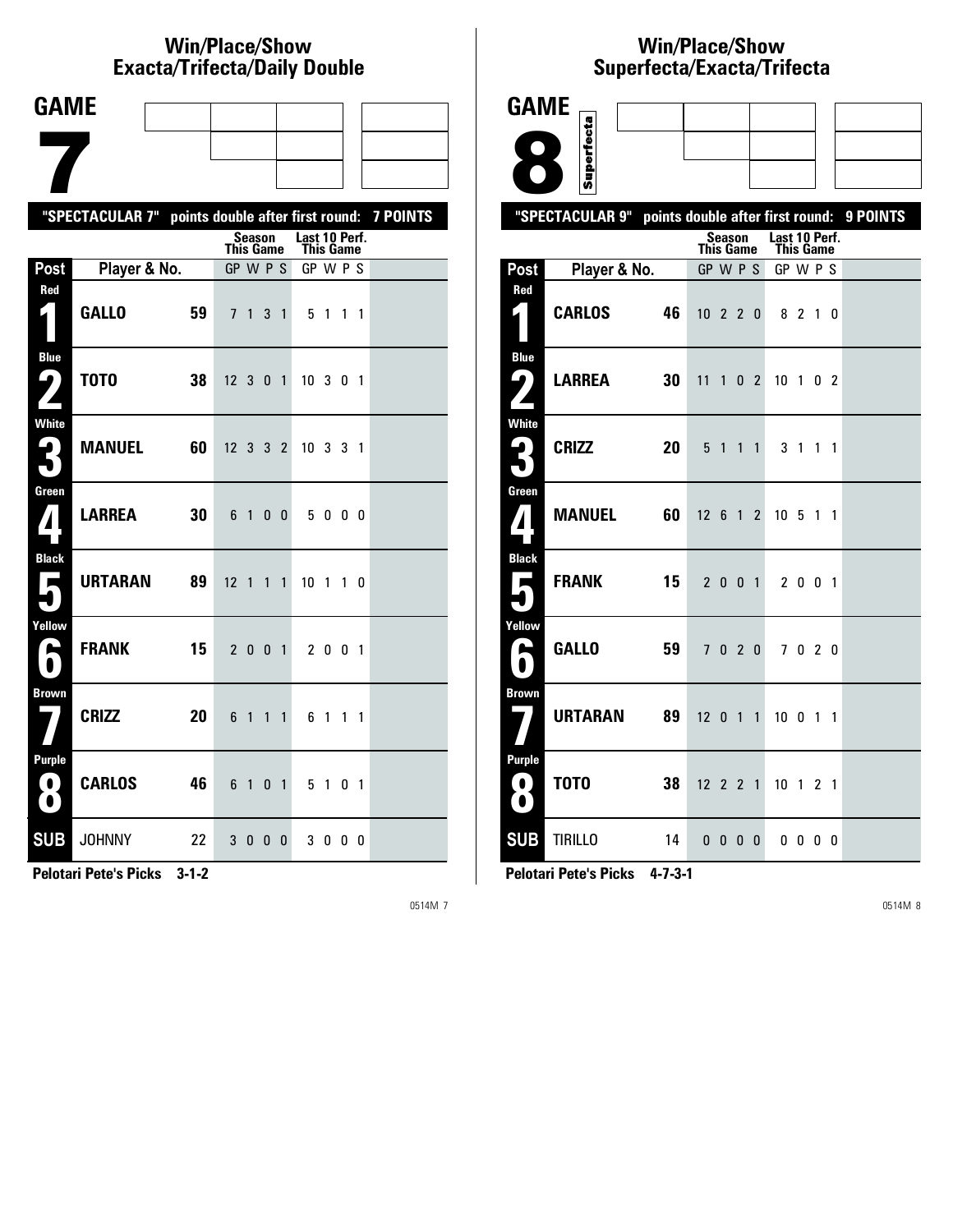## Win/Place/Show
## Exacta/Trifecta/Daily Double

# GAME 7

"SPECTACULAR 7" points double after first round: 7 POINTS

| Post | Player & No. | | Season This Game GP W P S | Last 10 Perf. This Game GP W P S |
|---|---|---|---|---|
| Red 1 | GALLO | 59 | 7 1 3 1 | 5 1 1 1 |
| Blue 2 | TOTO | 38 | 12 3 0 1 | 10 3 0 1 |
| White 3 | MANUEL | 60 | 12 3 3 2 | 10 3 3 1 |
| Green 4 | LARREA | 30 | 6 1 0 0 | 5 0 0 0 |
| Black 5 | URTARAN | 89 | 12 1 1 1 | 10 1 1 0 |
| Yellow 6 | FRANK | 15 | 2 0 0 1 | 2 0 0 1 |
| Brown 7 | CRIZZ | 20 | 6 1 1 1 | 6 1 1 1 |
| Purple 8 | CARLOS | 46 | 6 1 0 1 | 5 1 0 1 |
| SUB | JOHNNY | 22 | 3 0 0 0 | 3 0 0 0 |

**Pelotari Pete's Picks 3-1-2**

0514M 7

## Win/Place/Show
## Superfecta/Exacta/Trifecta

# GAME 8

Superfecta

"SPECTACULAR 9" points double after first round: 9 POINTS

| Post | Player & No. | | Season This Game GP W P S | Last 10 Perf. This Game GP W P S |
|---|---|---|---|---|
| Red 1 | CARLOS | 46 | 10 2 2 0 | 8 2 1 0 |
| Blue 2 | LARREA | 30 | 11 1 0 2 | 10 1 0 2 |
| White 3 | CRIZZ | 20 | 5 1 1 1 | 3 1 1 1 |
| Green 4 | MANUEL | 60 | 12 6 1 2 | 10 5 1 1 |
| Black 5 | FRANK | 15 | 2 0 0 1 | 2 0 0 1 |
| Yellow 6 | GALLO | 59 | 7 0 2 0 | 7 0 2 0 |
| Brown 7 | URTARAN | 89 | 12 0 1 1 | 10 0 1 1 |
| Purple 8 | TOTO | 38 | 12 2 2 1 | 10 1 2 1 |
| SUB | TIRILLO | 14 | 0 0 0 0 | 0 0 0 0 |

**Pelotari Pete's Picks 4-7-3-1**

0514M 8